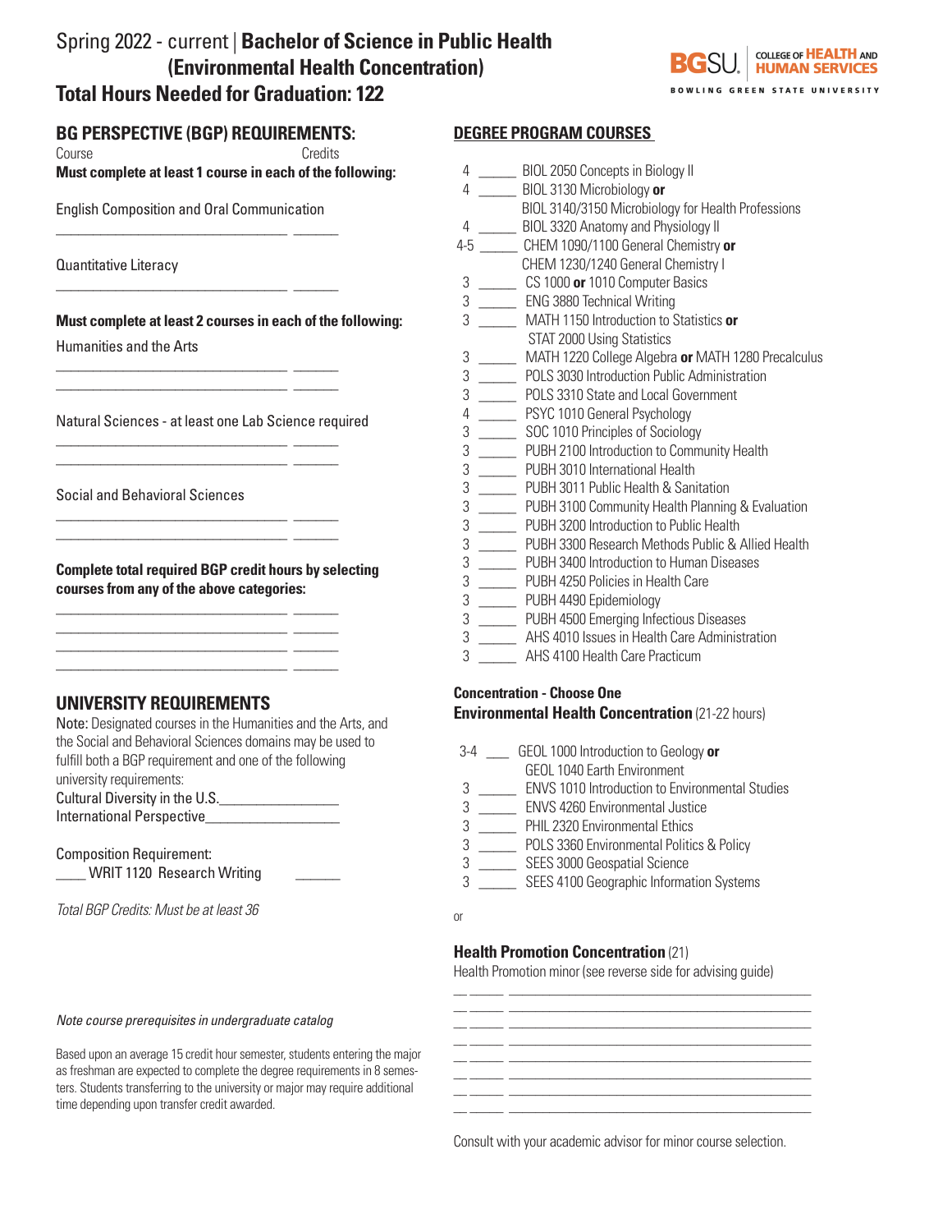# Spring 2022 - current | **Bachelor of Science in Public Health (Environmental Health Concentration)**

## Total Hours Needed for Graduation: 122

BGSU COLLEGE OF HEALTH AND HUMAN SERVICES
BOWLING GREEN STATE UNIVERSITY

## BG PERSPECTIVE (BGP) REQUIREMENTS:

Course — Credits

**Must complete at least 1 course in each of the following:**

English Composition and Oral Communication

_______________________________ ______

Quantitative Literacy

_______________________________ ______

**Must complete at least 2 courses in each of the following:**

Humanities and the Arts

_______________________________ ______
_______________________________ ______

Natural Sciences - at least one Lab Science required

_______________________________ ______
_______________________________ ______

Social and Behavioral Sciences

_______________________________ ______
_______________________________ ______

**Complete total required BGP credit hours by selecting courses from any of the above categories:**

_______________________________ ______
_______________________________ ______
_______________________________ ______
_______________________________ ______

## UNIVERSITY REQUIREMENTS

Note: Designated courses in the Humanities and the Arts, and the Social and Behavioral Sciences domains may be used to fulfill both a BGP requirement and one of the following university requirements:

Cultural Diversity in the U.S.________________

International Perspective_________________

Composition Requirement:

____ WRIT 1120 Research Writing ______

*Total BGP Credits: Must be at least 36*

*Note course prerequisites in undergraduate catalog*

Based upon an average 15 credit hour semester, students entering the major as freshman are expected to complete the degree requirements in 8 semesters. Students transferring to the university or major may require additional time depending upon transfer credit awarded.

## DEGREE PROGRAM COURSES

- 4 _____ BIOL 2050 Concepts in Biology II
- 4 _____ BIOL 3130 Microbiology **or** BIOL 3140/3150 Microbiology for Health Professions
- 4 _____ BIOL 3320 Anatomy and Physiology II
- 4-5 _____ CHEM 1090/1100 General Chemistry **or** CHEM 1230/1240 General Chemistry I
- 3 _____ CS 1000 **or** 1010 Computer Basics
- 3 _____ ENG 3880 Technical Writing
- 3 _____ MATH 1150 Introduction to Statistics **or** STAT 2000 Using Statistics
- 3 _____ MATH 1220 College Algebra **or** MATH 1280 Precalculus
- 3 _____ POLS 3030 Introduction Public Administration
- 3 _____ POLS 3310 State and Local Government
- 4 _____ PSYC 1010 General Psychology
- 3 _____ SOC 1010 Principles of Sociology
- 3 _____ PUBH 2100 Introduction to Community Health
- 3 _____ PUBH 3010 International Health
- 3 _____ PUBH 3011 Public Health & Sanitation
- 3 _____ PUBH 3100 Community Health Planning & Evaluation
- 3 _____ PUBH 3200 Introduction to Public Health
- 3 _____ PUBH 3300 Research Methods Public & Allied Health
- 3 _____ PUBH 3400 Introduction to Human Diseases
- 3 _____ PUBH 4250 Policies in Health Care
- 3 _____ PUBH 4490 Epidemiology
- 3 _____ PUBH 4500 Emerging Infectious Diseases
- 3 _____ AHS 4010 Issues in Health Care Administration
- 3 _____ AHS 4100 Health Care Practicum

### Concentration - Choose One

**Environmental Health Concentration** (21-22 hours)

- 3-4 ___ GEOL 1000 Introduction to Geology **or** GEOL 1040 Earth Environment
- 3 _____ ENVS 1010 Introduction to Environmental Studies
- 3 _____ ENVS 4260 Environmental Justice
- 3 _____ PHIL 2320 Environmental Ethics
- 3 _____ POLS 3360 Environmental Politics & Policy
- 3 _____ SEES 3000 Geospatial Science
- 3 _____ SEES 4100 Geographic Information Systems

or

**Health Promotion Concentration** (21)

Health Promotion minor (see reverse side for advising guide)

__ _____ ___________________________________________
__ _____ ___________________________________________
__ _____ ___________________________________________
__ _____ ___________________________________________
__ _____ ___________________________________________
__ _____ ___________________________________________
__ _____ ___________________________________________

Consult with your academic advisor for minor course selection.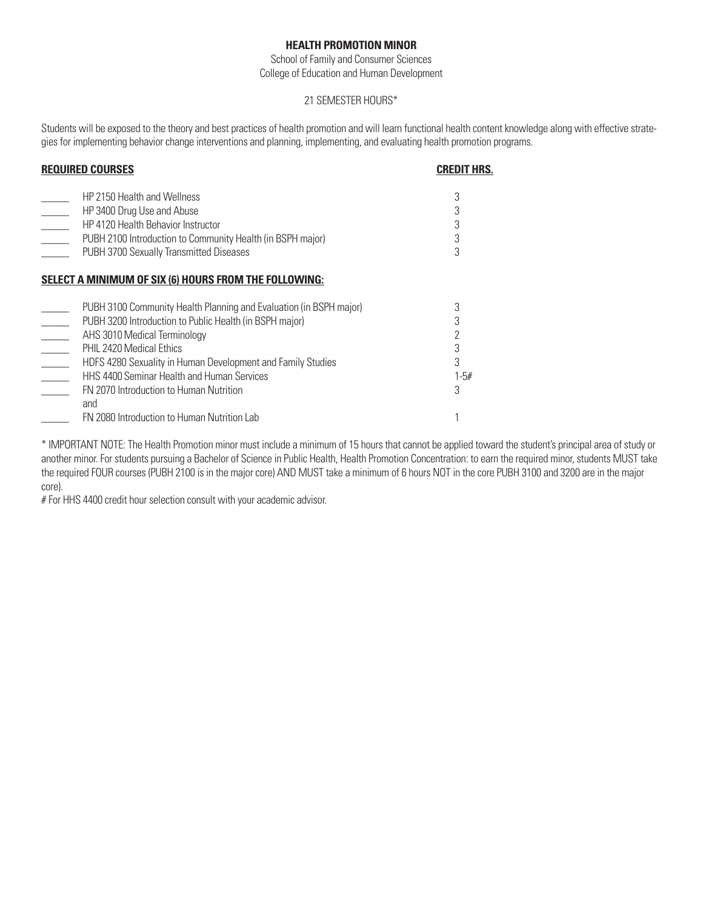# HEALTH PROMOTION MINOR

School of Family and Consumer Sciences
College of Education and Human Development

21 SEMESTER HOURS*

Students will be exposed to the theory and best practices of health promotion and will learn functional health content knowledge along with effective strategies for implementing behavior change interventions and planning, implementing, and evaluating health promotion programs.

| | REQUIRED COURSES | CREDIT HRS. |
|---|---|---|
| ______ | HP 2150 Health and Wellness | 3 |
| ______ | HP 3400 Drug Use and Abuse | 3 |
| ______ | HP 4120 Health Behavior Instructor | 3 |
| ______ | PUBH 2100 Introduction to Community Health (in BSPH major) | 3 |
| ______ | PUBH 3700 Sexually Transmitted Diseases | 3 |

**SELECT A MINIMUM OF SIX (6) HOURS FROM THE FOLLOWING:**

| | | |
|---|---|---|
| ______ | PUBH 3100 Community Health Planning and Evaluation (in BSPH major) | 3 |
| ______ | PUBH 3200 Introduction to Public Health (in BSPH major) | 3 |
| ______ | AHS 3010 Medical Terminology | 2 |
| ______ | PHIL 2420 Medical Ethics | 3 |
| ______ | HDFS 4280 Sexuality in Human Development and Family Studies | 3 |
| ______ | HHS 4400 Seminar Health and Human Services | 1-5# |
| ______ | FN 2070 Introduction to Human Nutrition | 3 |
| | and | |
| ______ | FN 2080 Introduction to Human Nutrition Lab | 1 |

* IMPORTANT NOTE: The Health Promotion minor must include a minimum of 15 hours that cannot be applied toward the student's principal area of study or another minor. For students pursuing a Bachelor of Science in Public Health, Health Promotion Concentration: to earn the required minor, students MUST take the required FOUR courses (PUBH 2100 is in the major core) AND MUST take a minimum of 6 hours NOT in the core PUBH 3100 and 3200 are in the major core).

# For HHS 4400 credit hour selection consult with your academic advisor.